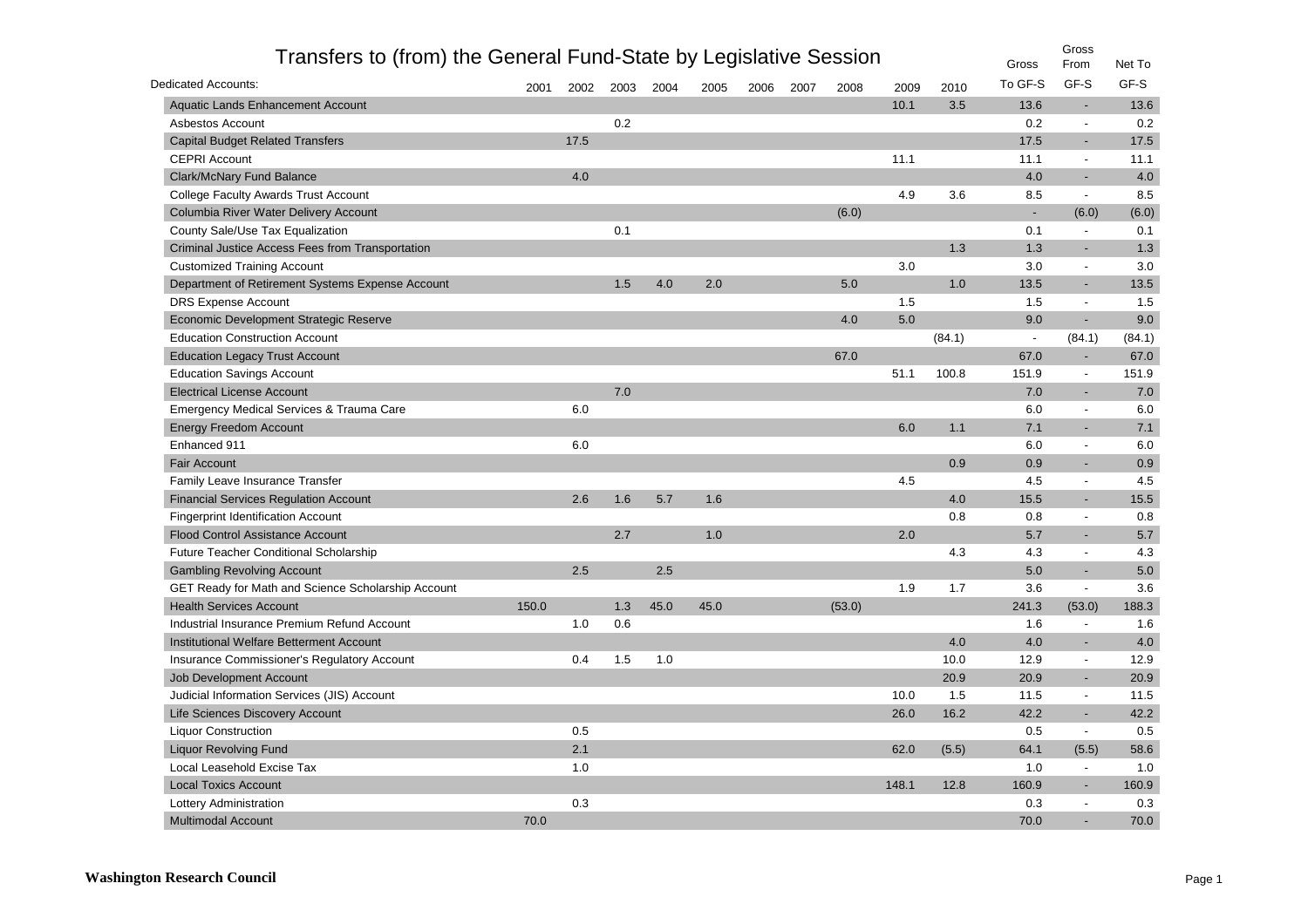# Transfers to (from) the General Fund-State by Legislative Session

| Dedicated Accounts: | 2001 | 2002 | 2003 | 2004 | 2005 | 2006 | 2007 | 2008 | 2009 | 2010 | Gross To GF-S | Gross From GF-S | Net To GF-S |
|---|---|---|---|---|---|---|---|---|---|---|---|---|---|
| Aquatic Lands Enhancement Account | | | | | | | | | 10.1 | 3.5 | 13.6 | - | 13.6 |
| Asbestos Account | | | 0.2 | | | | | | | | 0.2 | - | 0.2 |
| Capital Budget Related Transfers | | 17.5 | | | | | | | | | 17.5 | - | 17.5 |
| CEPRI Account | | | | | | | | | 11.1 | | 11.1 | - | 11.1 |
| Clark/McNary Fund Balance | | 4.0 | | | | | | | | | 4.0 | - | 4.0 |
| College Faculty Awards Trust Account | | | | | | | | | 4.9 | 3.6 | 8.5 | - | 8.5 |
| Columbia River Water Delivery Account | | | | | | | | (6.0) | | | - | (6.0) | (6.0) |
| County Sale/Use Tax Equalization | | | 0.1 | | | | | | | | 0.1 | - | 0.1 |
| Criminal Justice Access Fees from Transportation | | | | | | | | | | 1.3 | 1.3 | - | 1.3 |
| Customized Training Account | | | | | | | | | 3.0 | | 3.0 | - | 3.0 |
| Department of Retirement Systems Expense Account | | | 1.5 | 4.0 | 2.0 | | | 5.0 | | 1.0 | 13.5 | - | 13.5 |
| DRS Expense Account | | | | | | | | | 1.5 | | 1.5 | - | 1.5 |
| Economic Development Strategic Reserve | | | | | | | | 4.0 | 5.0 | | 9.0 | - | 9.0 |
| Education Construction Account | | | | | | | | | | (84.1) | - | (84.1) | (84.1) |
| Education Legacy Trust Account | | | | | | | | 67.0 | | | 67.0 | - | 67.0 |
| Education Savings Account | | | | | | | | | 51.1 | 100.8 | 151.9 | - | 151.9 |
| Electrical License Account | | | 7.0 | | | | | | | | 7.0 | - | 7.0 |
| Emergency Medical Services & Trauma Care | | 6.0 | | | | | | | | | 6.0 | - | 6.0 |
| Energy Freedom Account | | | | | | | | | 6.0 | 1.1 | 7.1 | - | 7.1 |
| Enhanced 911 | | 6.0 | | | | | | | | | 6.0 | - | 6.0 |
| Fair Account | | | | | | | | | | 0.9 | 0.9 | - | 0.9 |
| Family Leave Insurance Transfer | | | | | | | | | 4.5 | | 4.5 | - | 4.5 |
| Financial Services Regulation Account | | 2.6 | 1.6 | 5.7 | 1.6 | | | | | 4.0 | 15.5 | - | 15.5 |
| Fingerprint Identification Account | | | | | | | | | | 0.8 | 0.8 | - | 0.8 |
| Flood Control Assistance Account | | | 2.7 | | 1.0 | | | | 2.0 | | 5.7 | - | 5.7 |
| Future Teacher Conditional Scholarship | | | | | | | | | | 4.3 | 4.3 | - | 4.3 |
| Gambling Revolving Account | | 2.5 | | 2.5 | | | | | | | 5.0 | - | 5.0 |
| GET Ready for Math and Science Scholarship Account | | | | | | | | | 1.9 | 1.7 | 3.6 | - | 3.6 |
| Health Services Account | 150.0 | | 1.3 | 45.0 | 45.0 | | | (53.0) | | | 241.3 | (53.0) | 188.3 |
| Industrial Insurance Premium Refund Account | | 1.0 | 0.6 | | | | | | | | 1.6 | - | 1.6 |
| Institutional Welfare Betterment Account | | | | | | | | | | 4.0 | 4.0 | - | 4.0 |
| Insurance Commissioner's Regulatory Account | | 0.4 | 1.5 | 1.0 | | | | | | 10.0 | 12.9 | - | 12.9 |
| Job Development Account | | | | | | | | | | 20.9 | 20.9 | - | 20.9 |
| Judicial Information Services (JIS) Account | | | | | | | | | 10.0 | 1.5 | 11.5 | - | 11.5 |
| Life Sciences Discovery Account | | | | | | | | | 26.0 | 16.2 | 42.2 | - | 42.2 |
| Liquor Construction | | 0.5 | | | | | | | | | 0.5 | - | 0.5 |
| Liquor Revolving Fund | | 2.1 | | | | | | | 62.0 | (5.5) | 64.1 | (5.5) | 58.6 |
| Local Leasehold Excise Tax | | 1.0 | | | | | | | | | 1.0 | - | 1.0 |
| Local Toxics Account | | | | | | | | | 148.1 | 12.8 | 160.9 | - | 160.9 |
| Lottery Administration | | 0.3 | | | | | | | | | 0.3 | - | 0.3 |
| Multimodal Account | 70.0 | | | | | | | | | | 70.0 | - | 70.0 |

**Washington Research Council**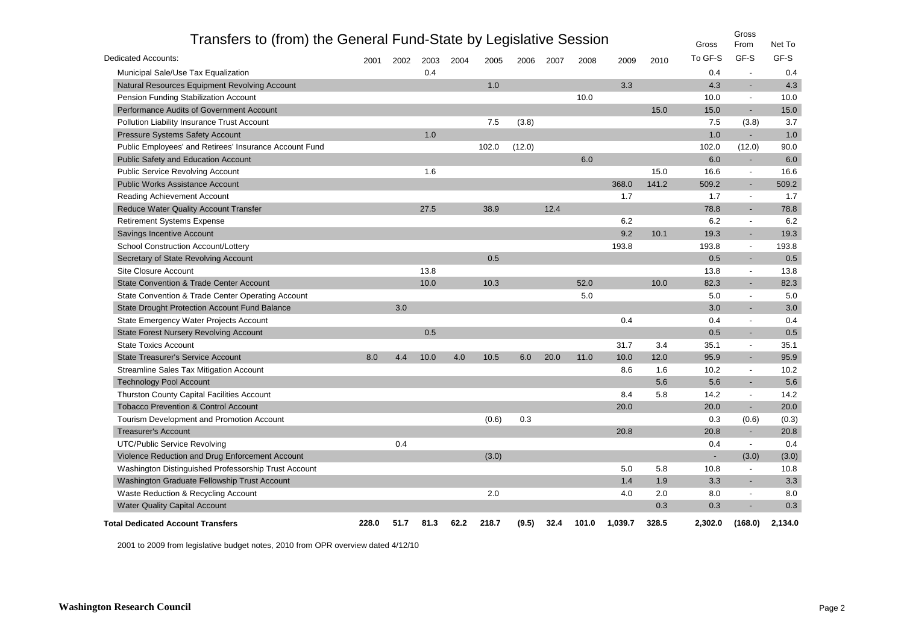# Transfers to (from) the General Fund-State by Legislative Session

| Dedicated Accounts: | 2001 | 2002 | 2003 | 2004 | 2005 | 2006 | 2007 | 2008 | 2009 | 2010 | Gross To GF-S | Gross From GF-S | Net To GF-S |
|---|---|---|---|---|---|---|---|---|---|---|---|---|---|
| Municipal Sale/Use Tax Equalization | | | 0.4 | | | | | | | | 0.4 | - | 0.4 |
| Natural Resources Equipment Revolving Account | | | | | 1.0 | | | | 3.3 | | 4.3 | - | 4.3 |
| Pension Funding Stabilization Account | | | | | | | | 10.0 | | | 10.0 | - | 10.0 |
| Performance Audits of Government Account | | | | | | | | | | 15.0 | 15.0 | - | 15.0 |
| Pollution Liability Insurance Trust Account | | | | | 7.5 | (3.8) | | | | | 7.5 | (3.8) | 3.7 |
| Pressure Systems Safety Account | | | 1.0 | | | | | | | | 1.0 | - | 1.0 |
| Public Employees' and Retirees' Insurance Account Fund | | | | | 102.0 | (12.0) | | | | | 102.0 | (12.0) | 90.0 |
| Public Safety and Education Account | | | | | | | | 6.0 | | | 6.0 | - | 6.0 |
| Public Service Revolving Account | | | 1.6 | | | | | | | 15.0 | 16.6 | - | 16.6 |
| Public Works Assistance Account | | | | | | | | | 368.0 | 141.2 | 509.2 | - | 509.2 |
| Reading Achievement Account | | | | | | | | | 1.7 | | 1.7 | - | 1.7 |
| Reduce Water Quality Account Transfer | | | 27.5 | | 38.9 | | 12.4 | | | | 78.8 | - | 78.8 |
| Retirement Systems Expense | | | | | | | | | 6.2 | | 6.2 | - | 6.2 |
| Savings Incentive Account | | | | | | | | | 9.2 | 10.1 | 19.3 | - | 19.3 |
| School Construction Account/Lottery | | | | | | | | | 193.8 | | 193.8 | - | 193.8 |
| Secretary of State Revolving Account | | | | | 0.5 | | | | | | 0.5 | - | 0.5 |
| Site Closure Account | | | 13.8 | | | | | | | | 13.8 | - | 13.8 |
| State Convention & Trade Center Account | | | 10.0 | | 10.3 | | | 52.0 | | 10.0 | 82.3 | - | 82.3 |
| State Convention & Trade Center Operating Account | | | | | | | | 5.0 | | | 5.0 | - | 5.0 |
| State Drought Protection Account Fund Balance | | 3.0 | | | | | | | | | 3.0 | - | 3.0 |
| State Emergency Water Projects Account | | | | | | | | | 0.4 | | 0.4 | - | 0.4 |
| State Forest Nursery Revolving Account | | | 0.5 | | | | | | | | 0.5 | - | 0.5 |
| State Toxics Account | | | | | | | | | 31.7 | 3.4 | 35.1 | - | 35.1 |
| State Treasurer's Service Account | 8.0 | 4.4 | 10.0 | 4.0 | 10.5 | 6.0 | 20.0 | 11.0 | 10.0 | 12.0 | 95.9 | - | 95.9 |
| Streamline Sales Tax Mitigation Account | | | | | | | | | 8.6 | 1.6 | 10.2 | - | 10.2 |
| Technology Pool Account | | | | | | | | | | 5.6 | 5.6 | - | 5.6 |
| Thurston County Capital Facilities Account | | | | | | | | | 8.4 | 5.8 | 14.2 | - | 14.2 |
| Tobacco Prevention & Control Account | | | | | | | | | 20.0 | | 20.0 | - | 20.0 |
| Tourism Development and Promotion Account | | | | | (0.6) | 0.3 | | | | | 0.3 | (0.6) | (0.3) |
| Treasurer's Account | | | | | | | | | 20.8 | | 20.8 | - | 20.8 |
| UTC/Public Service Revolving | | 0.4 | | | | | | | | | 0.4 | - | 0.4 |
| Violence Reduction and Drug Enforcement Account | | | | | (3.0) | | | | | | - | (3.0) | (3.0) |
| Washington Distinguished Professorship Trust Account | | | | | | | | | 5.0 | 5.8 | 10.8 | - | 10.8 |
| Washington Graduate Fellowship Trust Account | | | | | | | | | 1.4 | 1.9 | 3.3 | - | 3.3 |
| Waste Reduction & Recycling Account | | | | | 2.0 | | | | 4.0 | 2.0 | 8.0 | - | 8.0 |
| Water Quality Capital Account | | | | | | | | | | 0.3 | 0.3 | - | 0.3 |
| **Total Dedicated Account Transfers** | **228.0** | **51.7** | **81.3** | **62.2** | **218.7** | **(9.5)** | **32.4** | **101.0** | **1,039.7** | **328.5** | **2,302.0** | **(168.0)** | **2,134.0** |

2001 to 2009 from legislative budget notes, 2010 from OPR overview dated 4/12/10

**Washington Research Council**